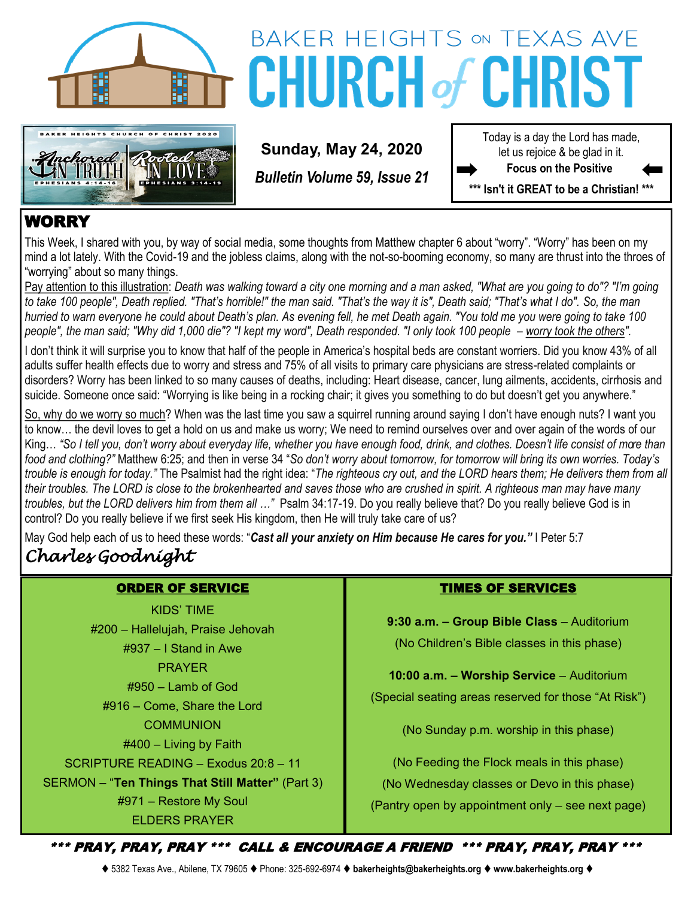# BAKER HEIGHTS ON TEXAS AVE CHURCH of CHRIST

BAKER HEIGHTS CHURCH OF CHRIST 2020
Anchored IN TRUTH EPHESIANS 4:14-16 — Rooted IN LOVE EPHESIANS 3:14-19

**Sunday, May 24, 2020**

***Bulletin Volume 59, Issue 21***

Today is a day the Lord has made, let us rejoice & be glad in it.

➡ **Focus on the Positive** ⬅

**\*\*\* Isn't it GREAT to be a Christian! \*\*\***

## WORRY

This Week, I shared with you, by way of social media, some thoughts from Matthew chapter 6 about "worry". "Worry" has been on my mind a lot lately. With the Covid-19 and the jobless claims, along with the not-so-booming economy, so many are thrust into the throes of "worrying" about so many things.

Pay attention to this illustration: *Death was walking toward a city one morning and a man asked, "What are you going to do"? "I'm going to take 100 people", Death replied. "That's horrible!" the man said. "That's the way it is", Death said; "That's what I do". So, the man hurried to warn everyone he could about Death's plan. As evening fell, he met Death again. "You told me you were going to take 100 people", the man said; "Why did 1,000 die"? "I kept my word", Death responded. "I only took 100 people – worry took the others".*

I don't think it will surprise you to know that half of the people in America's hospital beds are constant worriers. Did you know 43% of all adults suffer health effects due to worry and stress and 75% of all visits to primary care physicians are stress-related complaints or disorders? Worry has been linked to so many causes of deaths, including: Heart disease, cancer, lung ailments, accidents, cirrhosis and suicide. Someone once said: "Worrying is like being in a rocking chair; it gives you something to do but doesn't get you anywhere."

So, why do we worry so much? When was the last time you saw a squirrel running around saying I don't have enough nuts? I want you to know… the devil loves to get a hold on us and make us worry; We need to remind ourselves over and over again of the words of our King… *"So I tell you, don't worry about everyday life, whether you have enough food, drink, and clothes. Doesn't life consist of more than food and clothing?"* Matthew 6:25; and then in verse 34 "*So don't worry about tomorrow, for tomorrow will bring its own worries. Today's trouble is enough for today."* The Psalmist had the right idea: "*The righteous cry out, and the LORD hears them; He delivers them from all their troubles. The LORD is close to the brokenhearted and saves those who are crushed in spirit. A righteous man may have many troubles, but the LORD delivers him from them all …"* Psalm 34:17-19. Do you really believe that? Do you really believe God is in control? Do you really believe if we first seek His kingdom, then He will truly take care of us?

May God help each of us to heed these words: "***Cast all your anxiety on Him because He cares for you."*** I Peter 5:7

*Charles Goodnight*

### ORDER OF SERVICE

KIDS' TIME
#200 – Hallelujah, Praise Jehovah
#937 – I Stand in Awe
PRAYER
#950 – Lamb of God
#916 – Come, Share the Lord
COMMUNION
#400 – Living by Faith
SCRIPTURE READING – Exodus 20:8 – 11
SERMON – "**Ten Things That Still Matter"** (Part 3)
#971 – Restore My Soul
ELDERS PRAYER

### TIMES OF SERVICES

**9:30 a.m. – Group Bible Class** – Auditorium
(No Children's Bible classes in this phase)

**10:00 a.m. – Worship Service** – Auditorium
(Special seating areas reserved for those "At Risk")

(No Sunday p.m. worship in this phase)

(No Feeding the Flock meals in this phase)
(No Wednesday classes or Devo in this phase)
(Pantry open by appointment only – see next page)

***\*\*\* PRAY, PRAY, PRAY \*\*\* CALL & ENCOURAGE A FRIEND \*\*\* PRAY, PRAY, PRAY \*\*\****

♦ 5382 Texas Ave., Abilene, TX 79605 ♦ Phone: 325-692-6974 ♦ **bakerheights@bakerheights.org** ♦ **www.bakerheights.org** ♦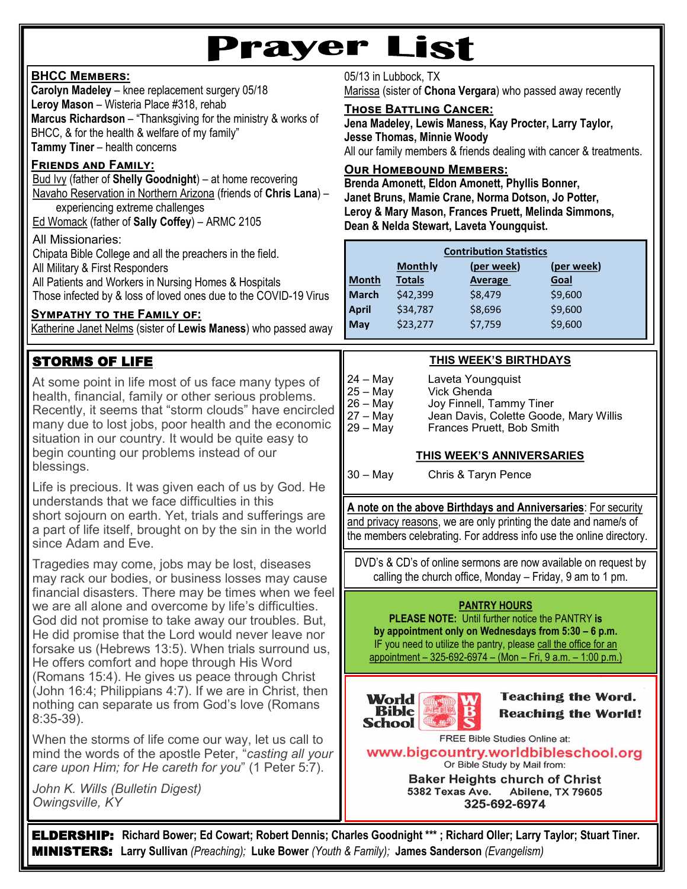# Prayer List

## BHCC Members:

**Carolyn Madeley** – knee replacement surgery 05/18
**Leroy Mason** – Wisteria Place #318, rehab
**Marcus Richardson** – "Thanksgiving for the ministry & works of BHCC, & for the health & welfare of my family"
**Tammy Tiner** – health concerns

## Friends and Family:

Bud Ivy (father of **Shelly Goodnight**) – at home recovering
Navaho Reservation in Northern Arizona (friends of **Chris Lana**) – experiencing extreme challenges
Ed Womack (father of **Sally Coffey**) – ARMC 2105

All Missionaries:
Chipata Bible College and all the preachers in the field.
All Military & First Responders
All Patients and Workers in Nursing Homes & Hospitals
Those infected by & loss of loved ones due to the COVID-19 Virus

## Sympathy to the Family of:

Katherine Janet Nelms (sister of **Lewis Maness**) who passed away 05/13 in Lubbock, TX
Marissa (sister of **Chona Vergara**) who passed away recently

## Those Battling Cancer:

**Jena Madeley, Lewis Maness, Kay Procter, Larry Taylor, Jesse Thomas, Minnie Woody**
All our family members & friends dealing with cancer & treatments.

## Our Homebound Members:

**Brenda Amonett, Eldon Amonett, Phyllis Bonner, Janet Bruns, Mamie Crane, Norma Dotson, Jo Potter, Leroy & Mary Mason, Frances Pruett, Melinda Simmons, Dean & Nelda Stewart, Laveta Youngquist.**

**Contribution Statistics**

| Month | Monthly Totals | (per week) Average | (per week) Goal |
|---|---|---|---|
| March | $42,399 | $8,479 | $9,600 |
| April | $34,787 | $8,696 | $9,600 |
| May | $23,277 | $7,759 | $9,600 |

## STORMS OF LIFE

At some point in life most of us face many types of health, financial, family or other serious problems. Recently, it seems that "storm clouds" have encircled many due to lost jobs, poor health and the economic situation in our country. It would be quite easy to begin counting our problems instead of our blessings.

Life is precious. It was given each of us by God. He understands that we face difficulties in this short sojourn on earth. Yet, trials and sufferings are a part of life itself, brought on by the sin in the world since Adam and Eve.

Tragedies may come, jobs may be lost, diseases may rack our bodies, or business losses may cause financial disasters. There may be times when we feel we are all alone and overcome by life's difficulties. God did not promise to take away our troubles. But, He did promise that the Lord would never leave nor forsake us (Hebrews 13:5). When trials surround us, He offers comfort and hope through His Word (Romans 15:4). He gives us peace through Christ (John 16:4; Philippians 4:7). If we are in Christ, then nothing can separate us from God's love (Romans 8:35-39).

When the storms of life come our way, let us call to mind the words of the apostle Peter, "*casting all your care upon Him; for He careth for you*" (1 Peter 5:7).

*John K. Wills (Bulletin Digest)*
*Owingsville, KY*

## THIS WEEK'S BIRTHDAYS

24 – May Laveta Youngquist
25 – May Vick Ghenda
26 – May Joy Finnell, Tammy Tiner
27 – May Jean Davis, Colette Goode, Mary Willis
29 – May Frances Pruett, Bob Smith

## THIS WEEK'S ANNIVERSARIES

30 – May Chris & Taryn Pence

**A note on the above Birthdays and Anniversaries**: For security and privacy reasons, we are only printing the date and name/s of the members celebrating. For address info use the online directory.

DVD's & CD's of online sermons are now available on request by calling the church office, Monday – Friday, 9 am to 1 pm.

**PANTRY HOURS**

**PLEASE NOTE:** Until further notice the PANTRY **is by appointment only on Wednesdays from 5:30 – 6 p.m.**
IF you need to utilize the pantry, please call the office for an appointment – 325-692-6974 – (Mon – Fri, 9 a.m. – 1:00 p.m.)

World Bible School — **Teaching the Word. Reaching the World!**
FREE Bible Studies Online at:
www.bigcountry.worldbibleschool.org
Or Bible Study by Mail from:
**Baker Heights church of Christ**
5382 Texas Ave. Abilene, TX 79605
325-692-6974

**ELDERSHIP:** Richard Bower; Ed Cowart; Robert Dennis; Charles Goodnight *** ; Richard Oller; Larry Taylor; Stuart Tiner.
**MINISTERS:** Larry Sullivan *(Preaching)*; Luke Bower *(Youth & Family)*; James Sanderson *(Evangelism)*